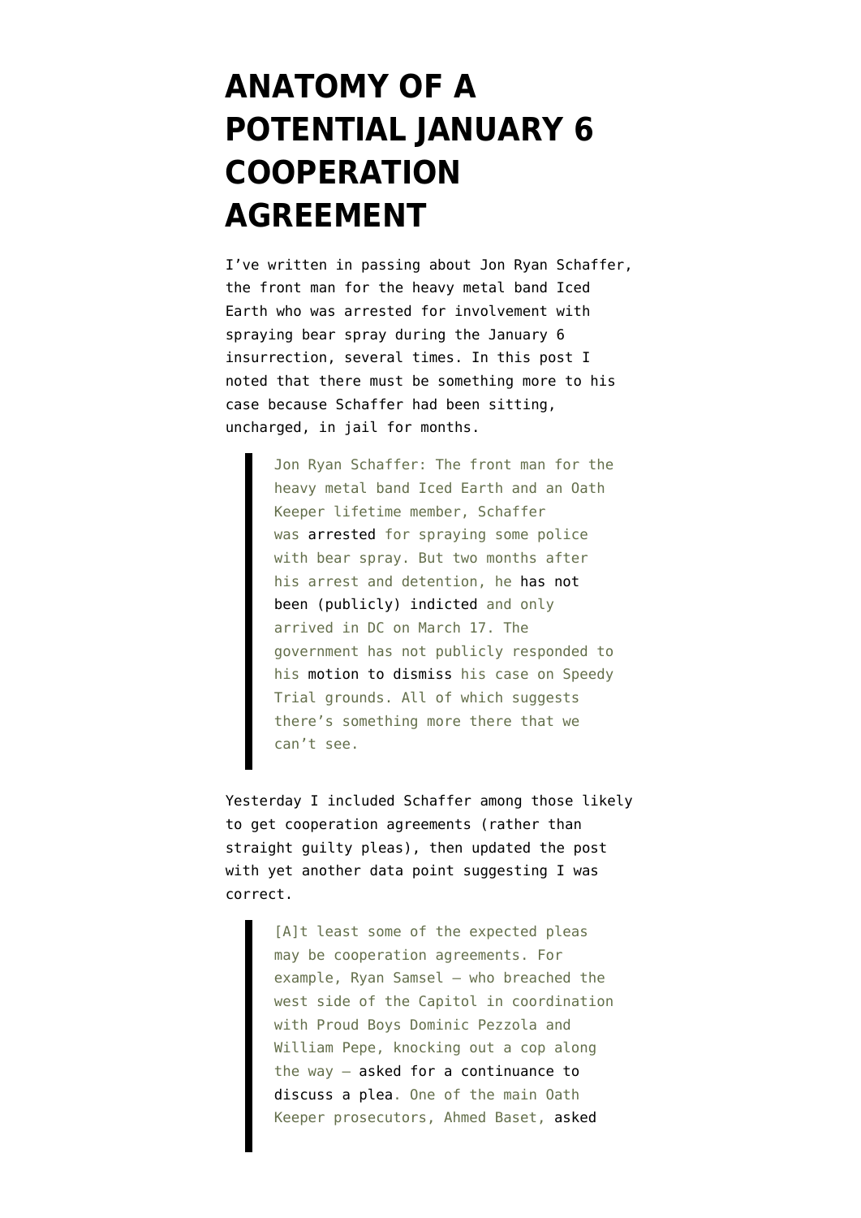# ANATOMY OF A POTENTIAL JANUARY 6 COOPERATION AGREEMENT

I've written in passing about Jon Ryan Schaffer, the front man for the heavy metal band Iced Earth who was arrested for involvement with spraying bear spray during the January 6 insurrection, several times. In this post I noted that there must be something more to his case because Schaffer had been sitting, uncharged, in jail for months.

> Jon Ryan Schaffer: The front man for the heavy metal band Iced Earth and an Oath Keeper lifetime member, Schaffer was arrested for spraying some police with bear spray. But two months after his arrest and detention, he has not been (publicly) indicted and only arrived in DC on March 17. The government has not publicly responded to his motion to dismiss his case on Speedy Trial grounds. All of which suggests there's something more there that we can't see.

Yesterday I included Schaffer among those likely to get cooperation agreements (rather than straight guilty pleas), then updated the post with yet another data point suggesting I was correct.

> [A]t least some of the expected pleas may be cooperation agreements. For example, Ryan Samsel — who breached the west side of the Capitol in coordination with Proud Boys Dominic Pezzola and William Pepe, knocking out a cop along the way — asked for a continuance to discuss a plea. One of the main Oath Keeper prosecutors, Ahmed Baset, asked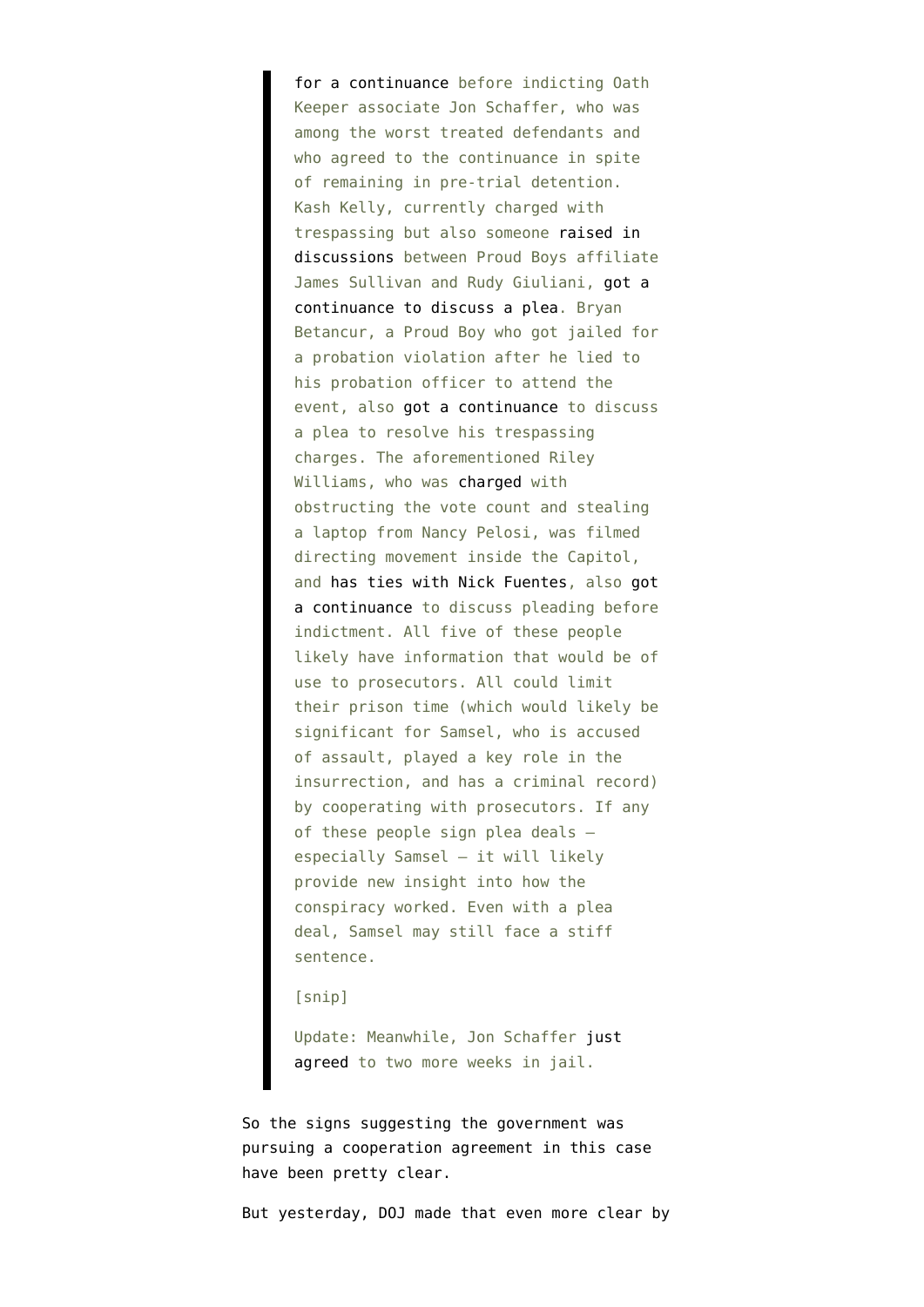> for a continuance before indicting Oath Keeper associate Jon Schaffer, who was among the worst treated defendants and who agreed to the continuance in spite of remaining in pre-trial detention. Kash Kelly, currently charged with trespassing but also someone raised in discussions between Proud Boys affiliate James Sullivan and Rudy Giuliani, got a continuance to discuss a plea. Bryan Betancur, a Proud Boy who got jailed for a probation violation after he lied to his probation officer to attend the event, also got a continuance to discuss a plea to resolve his trespassing charges. The aforementioned Riley Williams, who was charged with obstructing the vote count and stealing a laptop from Nancy Pelosi, was filmed directing movement inside the Capitol, and has ties with Nick Fuentes, also got a continuance to discuss pleading before indictment. All five of these people likely have information that would be of use to prosecutors. All could limit their prison time (which would likely be significant for Samsel, who is accused of assault, played a key role in the insurrection, and has a criminal record) by cooperating with prosecutors. If any of these people sign plea deals — especially Samsel — it will likely provide new insight into how the conspiracy worked. Even with a plea deal, Samsel may still face a stiff sentence.
>
> [snip]
>
> Update: Meanwhile, Jon Schaffer just agreed to two more weeks in jail.

So the signs suggesting the government was pursuing a cooperation agreement in this case have been pretty clear.

But yesterday, DOJ made that even more clear by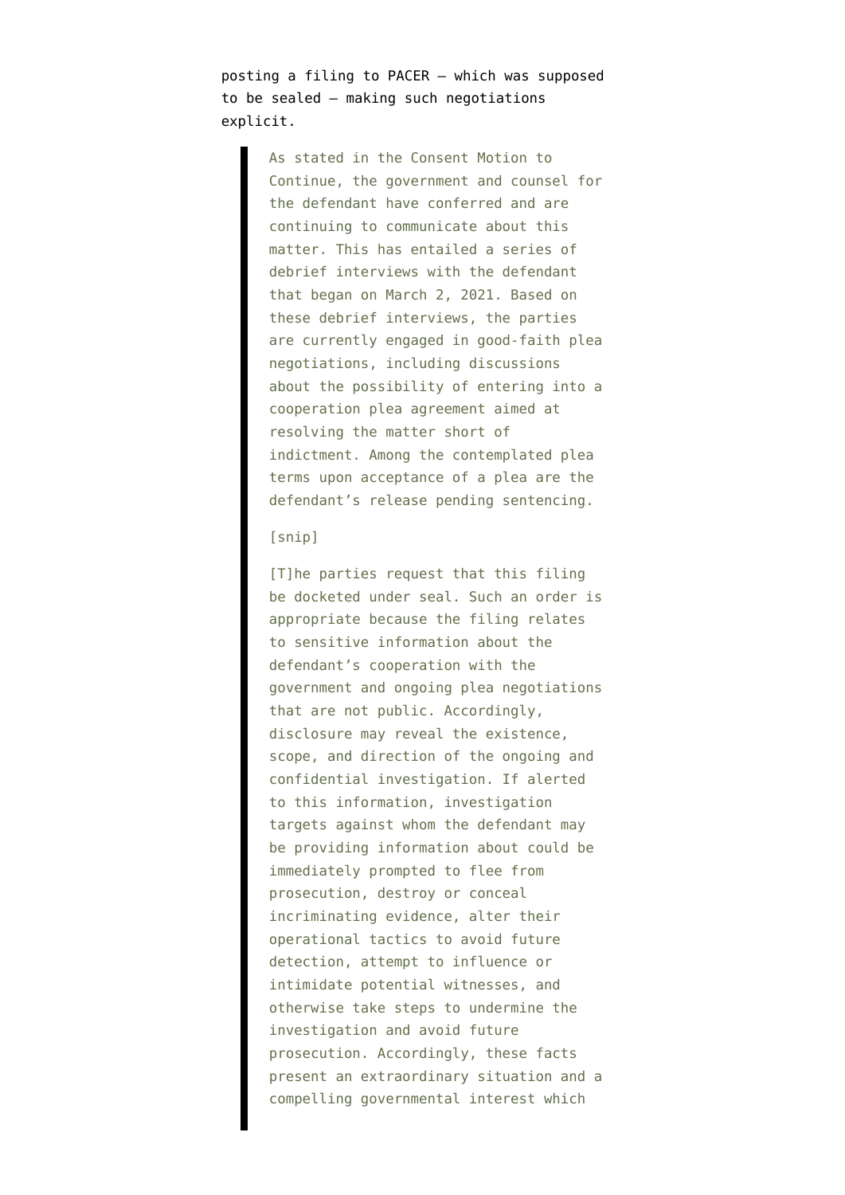posting a filing to PACER — which was supposed to be sealed — making such negotiations explicit.

> As stated in the Consent Motion to Continue, the government and counsel for the defendant have conferred and are continuing to communicate about this matter. This has entailed a series of debrief interviews with the defendant that began on March 2, 2021. Based on these debrief interviews, the parties are currently engaged in good-faith plea negotiations, including discussions about the possibility of entering into a cooperation plea agreement aimed at resolving the matter short of indictment. Among the contemplated plea terms upon acceptance of a plea are the defendant's release pending sentencing.
>
> [snip]
>
> [T]he parties request that this filing be docketed under seal. Such an order is appropriate because the filing relates to sensitive information about the defendant's cooperation with the government and ongoing plea negotiations that are not public. Accordingly, disclosure may reveal the existence, scope, and direction of the ongoing and confidential investigation. If alerted to this information, investigation targets against whom the defendant may be providing information about could be immediately prompted to flee from prosecution, destroy or conceal incriminating evidence, alter their operational tactics to avoid future detection, attempt to influence or intimidate potential witnesses, and otherwise take steps to undermine the investigation and avoid future prosecution. Accordingly, these facts present an extraordinary situation and a compelling governmental interest which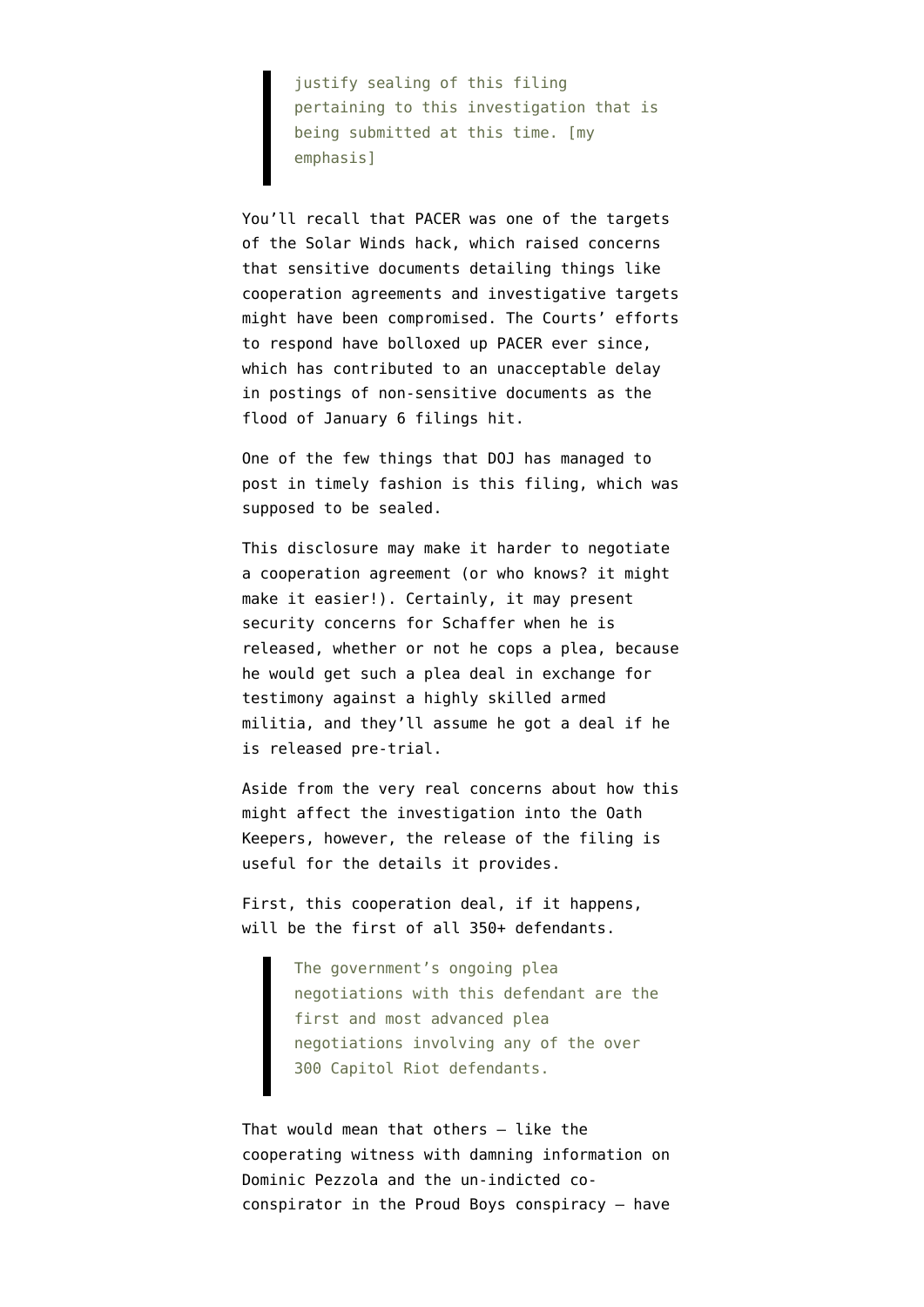> justify sealing of this filing pertaining to this investigation that is being submitted at this time. [my emphasis]

You'll recall that PACER was one of the targets of the Solar Winds hack, which raised concerns that sensitive documents detailing things like cooperation agreements and investigative targets might have been compromised. The Courts' efforts to respond have bolloxed up PACER ever since, which has contributed to an unacceptable delay in postings of non-sensitive documents as the flood of January 6 filings hit.

One of the few things that DOJ has managed to post in timely fashion is this filing, which was supposed to be sealed.

This disclosure may make it harder to negotiate a cooperation agreement (or who knows? it might make it easier!). Certainly, it may present security concerns for Schaffer when he is released, whether or not he cops a plea, because he would get such a plea deal in exchange for testimony against a highly skilled armed militia, and they'll assume he got a deal if he is released pre-trial.

Aside from the very real concerns about how this might affect the investigation into the Oath Keepers, however, the release of the filing is useful for the details it provides.

First, this cooperation deal, if it happens, will be the first of all 350+ defendants.

> The government's ongoing plea negotiations with this defendant are the first and most advanced plea negotiations involving any of the over 300 Capitol Riot defendants.

That would mean that others — like the cooperating witness with damning information on Dominic Pezzola and the un-indicted co-conspirator in the Proud Boys conspiracy — have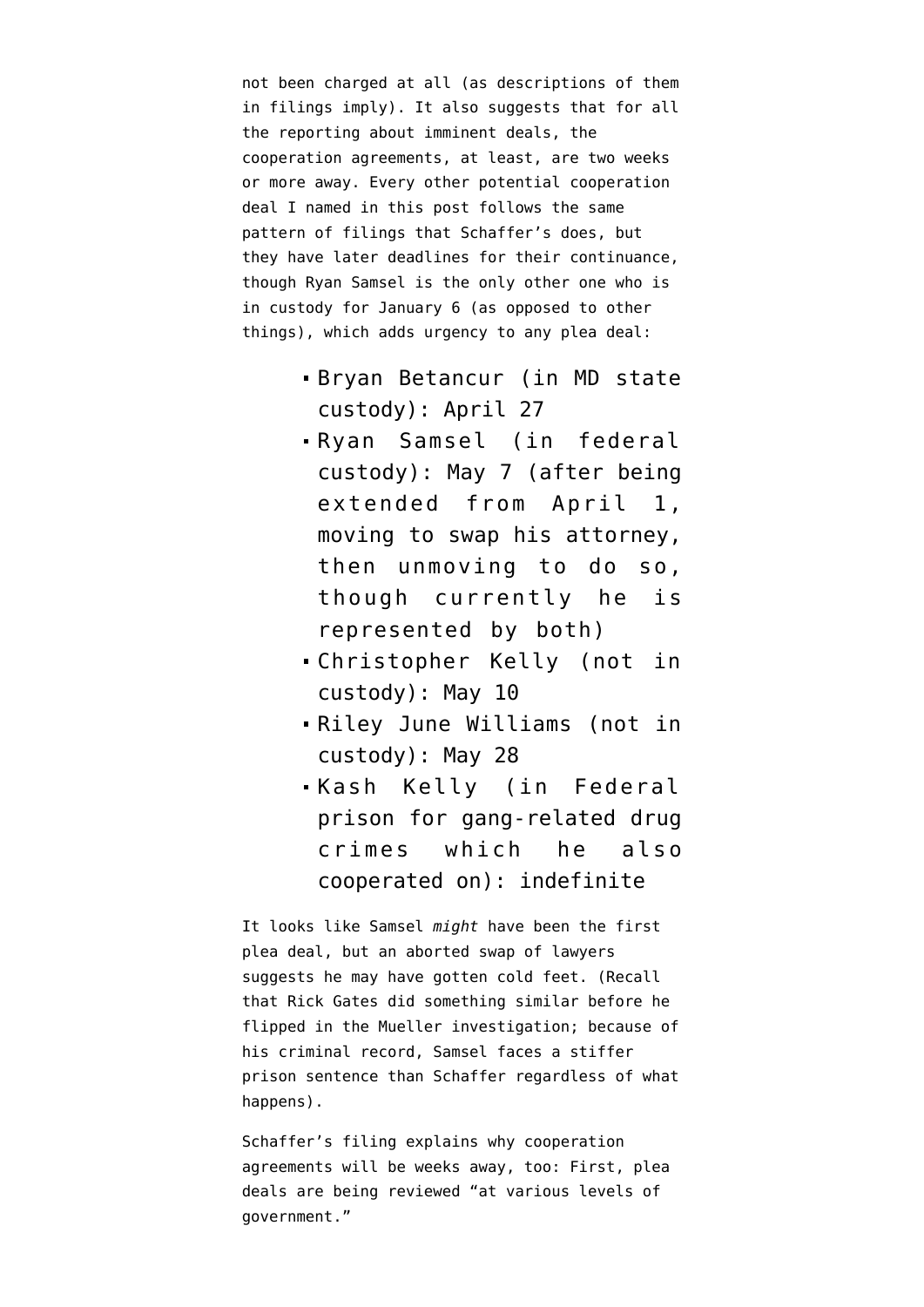not been charged at all (as descriptions of them in filings imply). It also suggests that for all the reporting about imminent deals, the cooperation agreements, at least, are two weeks or more away. Every other potential cooperation deal I named in this post follows the same pattern of filings that Schaffer's does, but they have later deadlines for their continuance, though Ryan Samsel is the only other one who is in custody for January 6 (as opposed to other things), which adds urgency to any plea deal:

- Bryan Betancur (in MD state custody): April 27
- Ryan Samsel (in federal custody): May 7 (after being extended from April 1, moving to swap his attorney, then unmoving to do so, though currently he is represented by both)
- Christopher Kelly (not in custody): May 10
- Riley June Williams (not in custody): May 28
- Kash Kelly (in Federal prison for gang-related drug crimes which he also cooperated on): indefinite

It looks like Samsel *might* have been the first plea deal, but an aborted swap of lawyers suggests he may have gotten cold feet. (Recall that Rick Gates did something similar before he flipped in the Mueller investigation; because of his criminal record, Samsel faces a stiffer prison sentence than Schaffer regardless of what happens).

Schaffer's filing explains why cooperation agreements will be weeks away, too: First, plea deals are being reviewed "at various levels of government."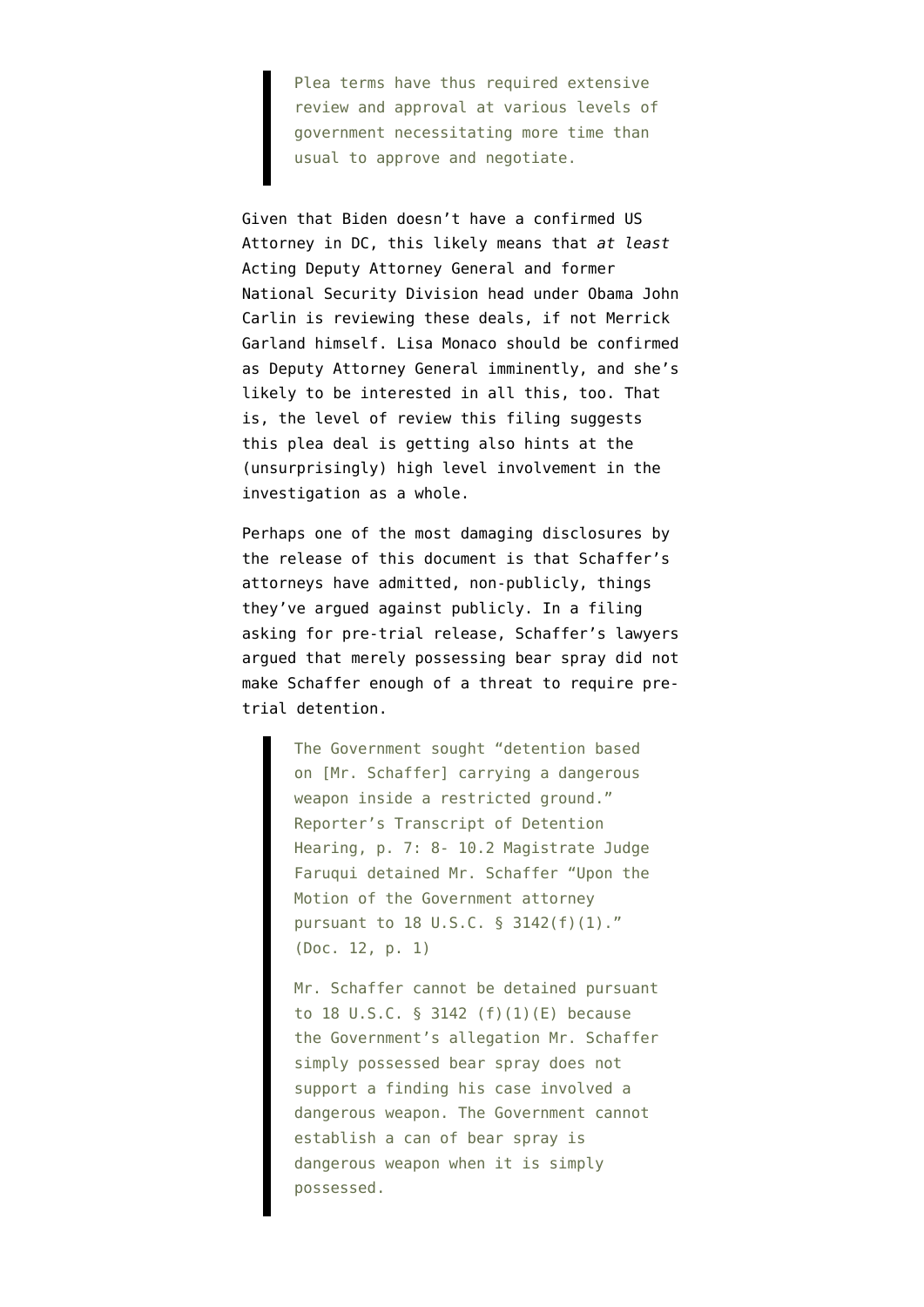> Plea terms have thus required extensive review and approval at various levels of government necessitating more time than usual to approve and negotiate.

Given that Biden doesn't have a confirmed US Attorney in DC, this likely means that *at least* Acting Deputy Attorney General and former National Security Division head under Obama John Carlin is reviewing these deals, if not Merrick Garland himself. Lisa Monaco should be confirmed as Deputy Attorney General imminently, and she's likely to be interested in all this, too. That is, the level of review this filing suggests this plea deal is getting also hints at the (unsurprisingly) high level involvement in the investigation as a whole.

Perhaps one of the most damaging disclosures by the release of this document is that Schaffer's attorneys have admitted, non-publicly, things they've argued against publicly. In a filing asking for pre-trial release, Schaffer's lawyers argued that merely possessing bear spray did not make Schaffer enough of a threat to require pre-trial detention.

> The Government sought "detention based on [Mr. Schaffer] carrying a dangerous weapon inside a restricted ground." Reporter's Transcript of Detention Hearing, p. 7: 8- 10.2 Magistrate Judge Faruqui detained Mr. Schaffer "Upon the Motion of the Government attorney pursuant to 18 U.S.C. § 3142(f)(1)." (Doc. 12, p. 1)
>
> Mr. Schaffer cannot be detained pursuant to 18 U.S.C. § 3142 (f)(1)(E) because the Government's allegation Mr. Schaffer simply possessed bear spray does not support a finding his case involved a dangerous weapon. The Government cannot establish a can of bear spray is dangerous weapon when it is simply possessed.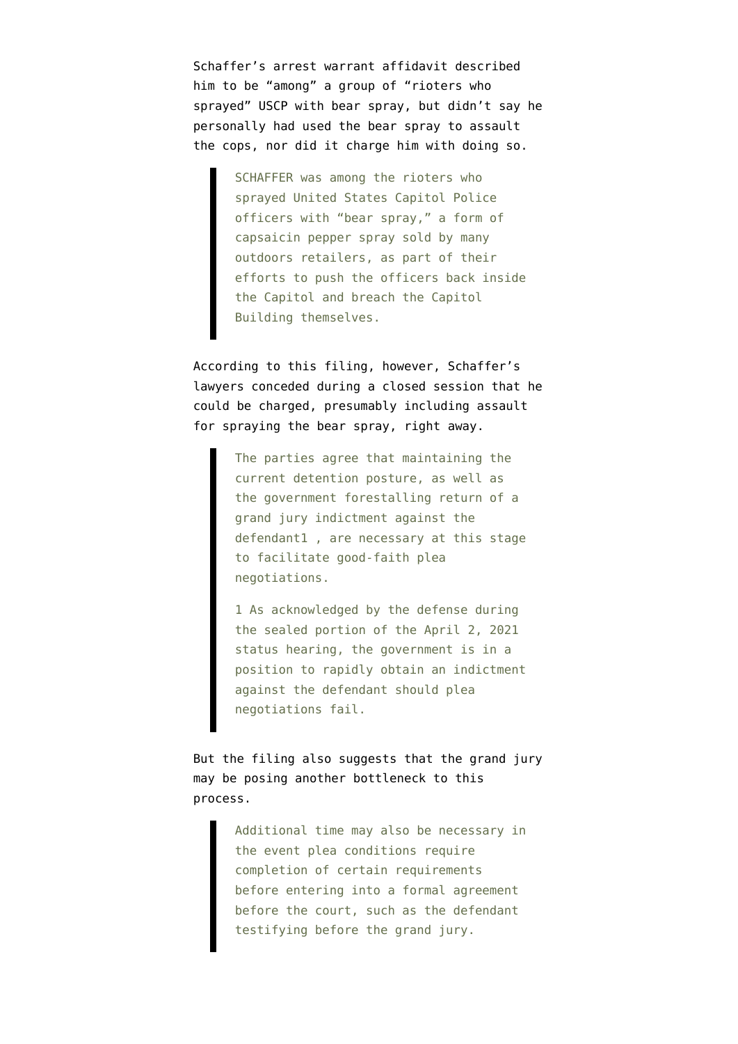Schaffer's arrest warrant affidavit described him to be "among" a group of "rioters who sprayed" USCP with bear spray, but didn't say he personally had used the bear spray to assault the cops, nor did it charge him with doing so.

> SCHAFFER was among the rioters who sprayed United States Capitol Police officers with "bear spray," a form of capsaicin pepper spray sold by many outdoors retailers, as part of their efforts to push the officers back inside the Capitol and breach the Capitol Building themselves.

According to this filing, however, Schaffer's lawyers conceded during a closed session that he could be charged, presumably including assault for spraying the bear spray, right away.

> The parties agree that maintaining the current detention posture, as well as the government forestalling return of a grand jury indictment against the defendant[1] , are necessary at this stage to facilitate good-faith plea negotiations.
>
> 1 As acknowledged by the defense during the sealed portion of the April 2, 2021 status hearing, the government is in a position to rapidly obtain an indictment against the defendant should plea negotiations fail.

But the filing also suggests that the grand jury may be posing another bottleneck to this process.

> Additional time may also be necessary in the event plea conditions require completion of certain requirements before entering into a formal agreement before the court, such as the defendant testifying before the grand jury.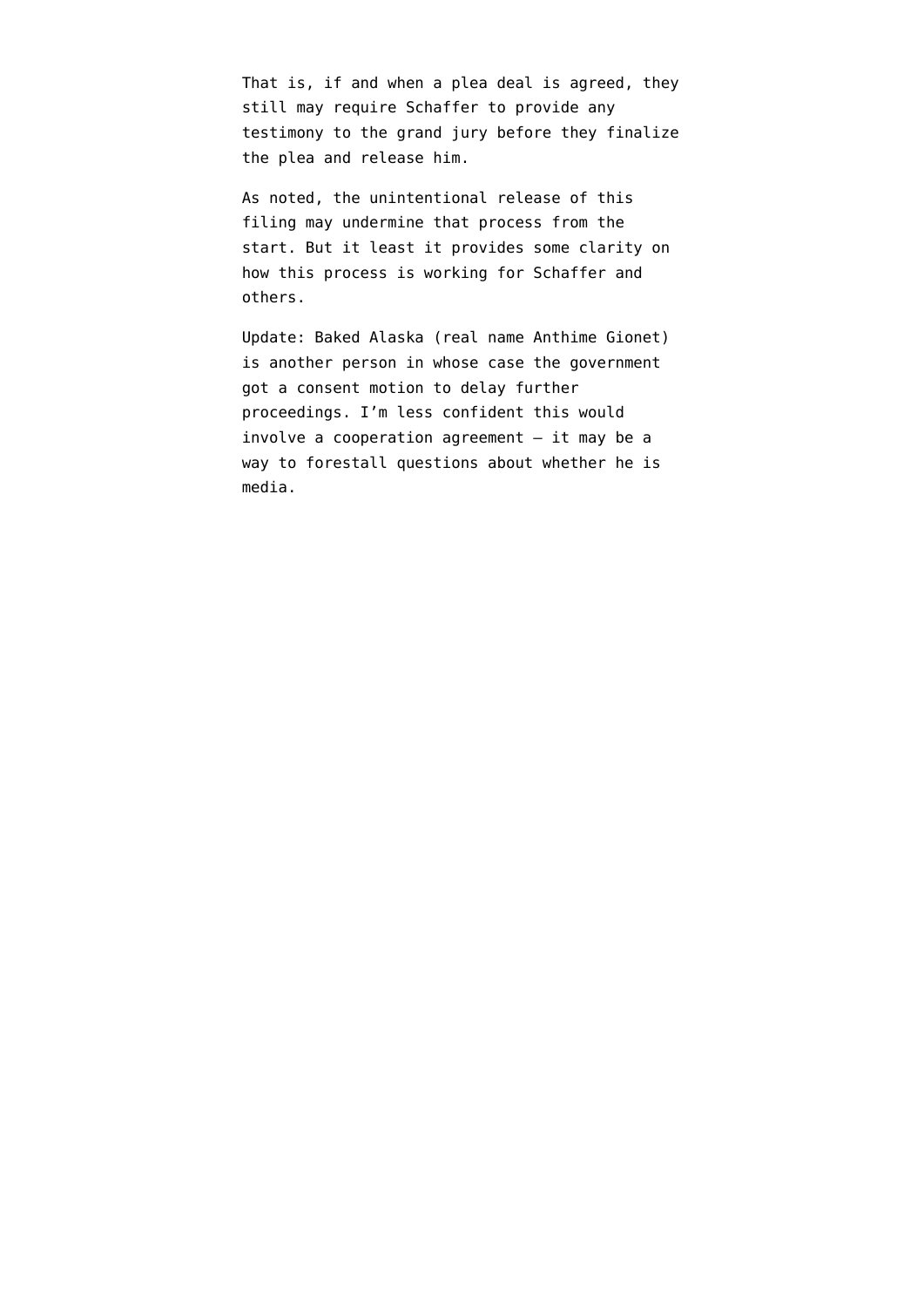That is, if and when a plea deal is agreed, they still may require Schaffer to provide any testimony to the grand jury before they finalize the plea and release him.

As noted, the unintentional release of this filing may undermine that process from the start. But it least it provides some clarity on how this process is working for Schaffer and others.

Update: Baked Alaska (real name Anthime Gionet) is another person in whose case the government got a consent motion to delay further proceedings. I'm less confident this would involve a cooperation agreement — it may be a way to forestall questions about whether he is media.